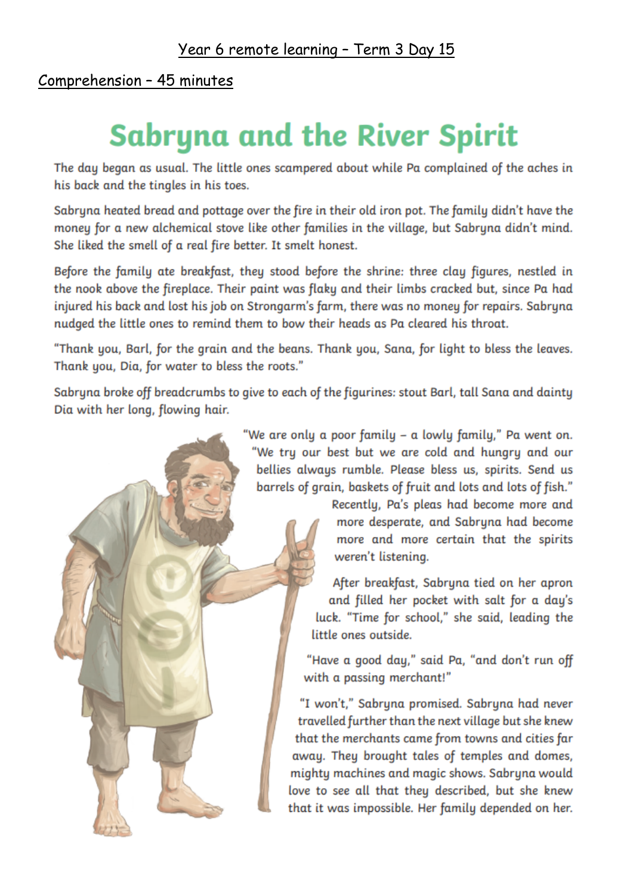Year 6 remote learning – Term 3 Day 15

Comprehension – 45 minutes

# Sabryna and the River Spirit

The day began as usual. The little ones scampered about while Pa complained of the aches in his back and the tingles in his toes.

Sabryna heated bread and pottage over the fire in their old iron pot. The family didn't have the money for a new alchemical stove like other families in the village, but Sabryna didn't mind. She liked the smell of a real fire better. It smelt honest.

Before the family ate breakfast, they stood before the shrine: three clay figures, nestled in the nook above the fireplace. Their paint was flaky and their limbs cracked but, since Pa had injured his back and lost his job on Strongarm's farm, there was no money for repairs. Sabryna nudged the little ones to remind them to bow their heads as Pa cleared his throat.

"Thank you, Barl, for the grain and the beans. Thank you, Sana, for light to bless the leaves. Thank you, Dia, for water to bless the roots."

Sabryna broke off breadcrumbs to give to each of the figurines: stout Barl, tall Sana and dainty Dia with her long, flowing hair.

"We are only a poor family – a lowly family," Pa went on. "We try our best but we are cold and hungry and our bellies always rumble. Please bless us, spirits. Send us barrels of grain, baskets of fruit and lots and lots of fish." Recently, Pa's pleas had become more and more desperate, and Sabryna had become more and more certain that the spirits weren't listening.

After breakfast, Sabryna tied on her apron and filled her pocket with salt for a day's luck. "Time for school," she said, leading the little ones outside.

"Have a good day," said Pa, "and don't run off with a passing merchant!"

"I won't," Sabryna promised. Sabryna had never travelled further than the next village but she knew that the merchants came from towns and cities far away. They brought tales of temples and domes, mighty machines and magic shows. Sabryna would love to see all that they described, but she knew that it was impossible. Her family depended on her.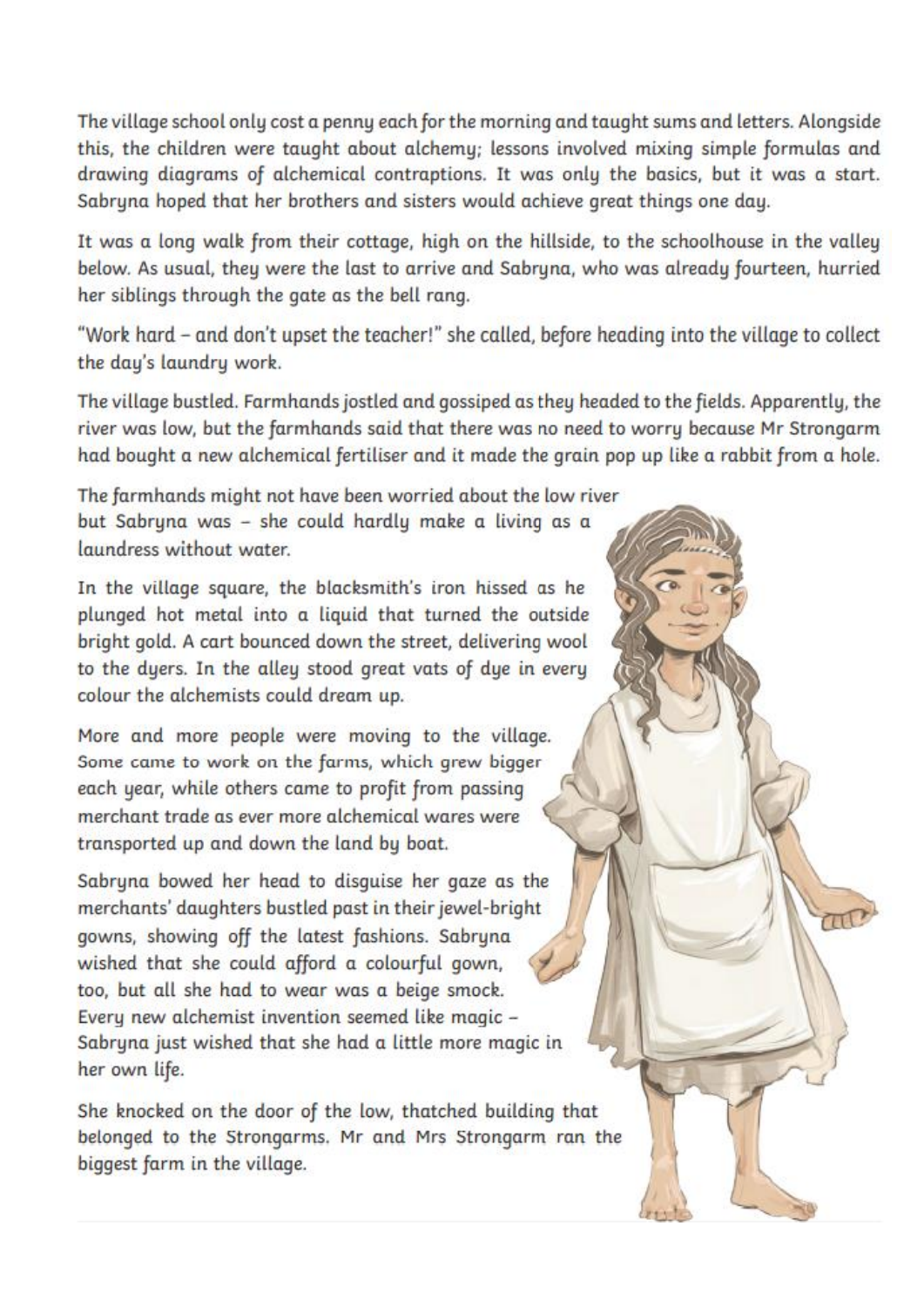The village school only cost a penny each for the morning and taught sums and letters. Alongside this, the children were taught about alchemy; lessons involved mixing simple formulas and drawing diagrams of alchemical contraptions. It was only the basics, but it was a start. Sabryna hoped that her brothers and sisters would achieve great things one day.

It was a long walk from their cottage, high on the hillside, to the schoolhouse in the valley below. As usual, they were the last to arrive and Sabryna, who was already fourteen, hurried her siblings through the gate as the bell rang.

"Work hard – and don't upset the teacher!" she called, before heading into the village to collect the day's laundry work.

The village bustled. Farmhands jostled and gossiped as they headed to the fields. Apparently, the river was low, but the farmhands said that there was no need to worry because Mr Strongarm had bought a new alchemical fertiliser and it made the grain pop up like a rabbit from a hole.

The farmhands might not have been worried about the low river but Sabryna was – she could hardly make a living as a laundress without water.

In the village square, the blacksmith's iron hissed as he plunged hot metal into a liquid that turned the outside bright gold. A cart bounced down the street, delivering wool to the dyers. In the alley stood great vats of dye in every colour the alchemists could dream up.

More and more people were moving to the village. Some came to work on the farms, which grew bigger each year, while others came to profit from passing merchant trade as ever more alchemical wares were transported up and down the land by boat.

Sabryna bowed her head to disguise her gaze as the merchants' daughters bustled past in their jewel-bright gowns, showing off the latest fashions. Sabryna wished that she could afford a colourful gown, too, but all she had to wear was a beige smock. Every new alchemist invention seemed like magic – Sabryna just wished that she had a little more magic in her own life.

She knocked on the door of the low, thatched building that belonged to the Strongarms. Mr and Mrs Strongarm ran the biggest farm in the village.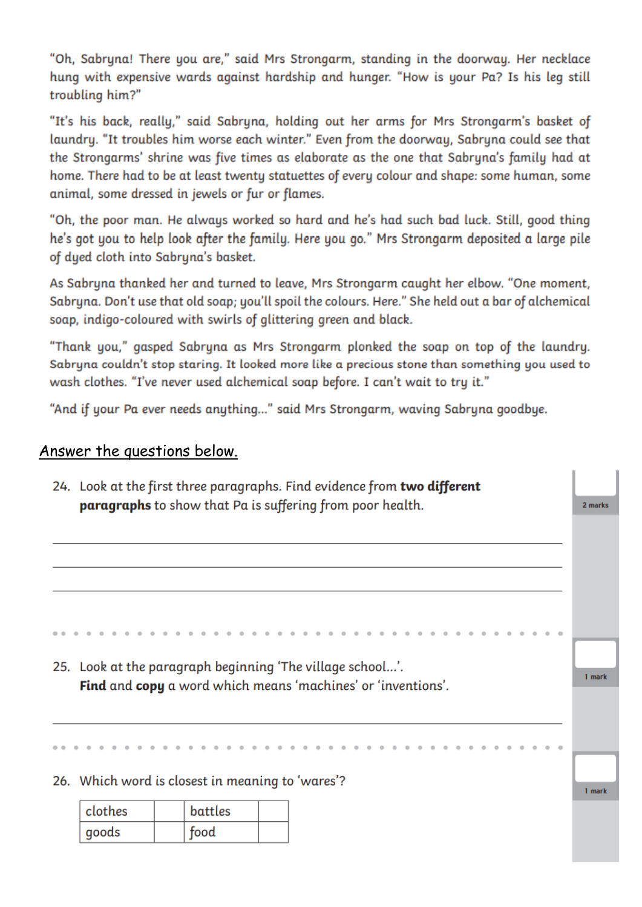"Oh, Sabryna! There you are," said Mrs Strongarm, standing in the doorway. Her necklace hung with expensive wards against hardship and hunger. "How is your Pa? Is his leg still troubling him?"

"It's his back, really," said Sabryna, holding out her arms for Mrs Strongarm's basket of laundry. "It troubles him worse each winter." Even from the doorway, Sabryna could see that the Strongarms' shrine was five times as elaborate as the one that Sabryna's family had at home. There had to be at least twenty statuettes of every colour and shape: some human, some animal, some dressed in jewels or fur or flames.

"Oh, the poor man. He always worked so hard and he's had such bad luck. Still, good thing he's got you to help look after the family. Here you go." Mrs Strongarm deposited a large pile of dyed cloth into Sabryna's basket.

As Sabryna thanked her and turned to leave, Mrs Strongarm caught her elbow. "One moment, Sabryna. Don't use that old soap; you'll spoil the colours. Here." She held out a bar of alchemical soap, indigo-coloured with swirls of glittering green and black.

"Thank you," gasped Sabryna as Mrs Strongarm plonked the soap on top of the laundry. Sabryna couldn't stop staring. It looked more like a precious stone than something you used to wash clothes. "I've never used alchemical soap before. I can't wait to try it."

"And if your Pa ever needs anything..." said Mrs Strongarm, waving Sabryna goodbye.

## Answer the questions below.

24. Look at the first three paragraphs. Find evidence from **two different paragraphs** to show that Pa is suffering from poor health.

2 marks

______________________________________________________________________

______________________________________________________________________

______________________________________________________________________

25. Look at the paragraph beginning 'The village school...'.
**Find** and **copy** a word which means 'machines' or 'inventions'.

1 mark

______________________________________________________________________

26. Which word is closest in meaning to 'wares'?

1 mark

| clothes | | battles | |
|---|---|---|---|
| goods | | food | |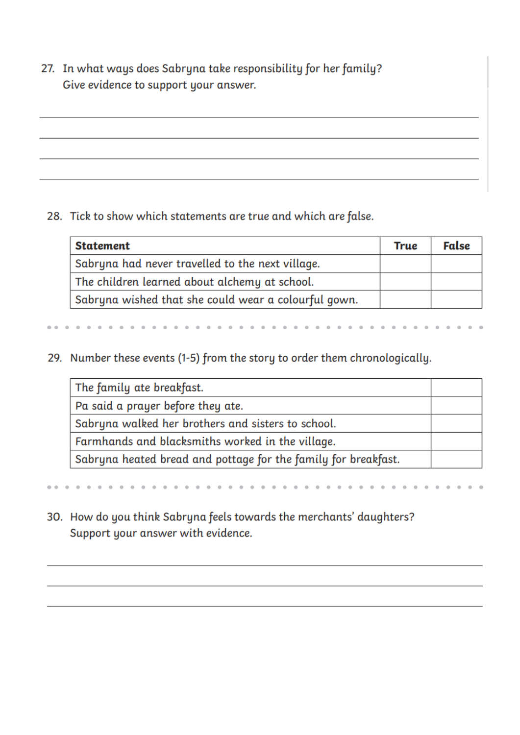27. In what ways does Sabryna take responsibility for her family? Give evidence to support your answer.

______________________________________________________________________

______________________________________________________________________

______________________________________________________________________

______________________________________________________________________

28. Tick to show which statements are true and which are false.

| Statement | True | False |
| --- | --- | --- |
| Sabryna had never travelled to the next village. | | |
| The children learned about alchemy at school. | | |
| Sabryna wished that she could wear a colourful gown. | | |

29. Number these events (1-5) from the story to order them chronologically.

| | |
| --- | --- |
| The family ate breakfast. | |
| Pa said a prayer before they ate. | |
| Sabryna walked her brothers and sisters to school. | |
| Farmhands and blacksmiths worked in the village. | |
| Sabryna heated bread and pottage for the family for breakfast. | |

30. How do you think Sabryna feels towards the merchants' daughters? Support your answer with evidence.

______________________________________________________________________

______________________________________________________________________

______________________________________________________________________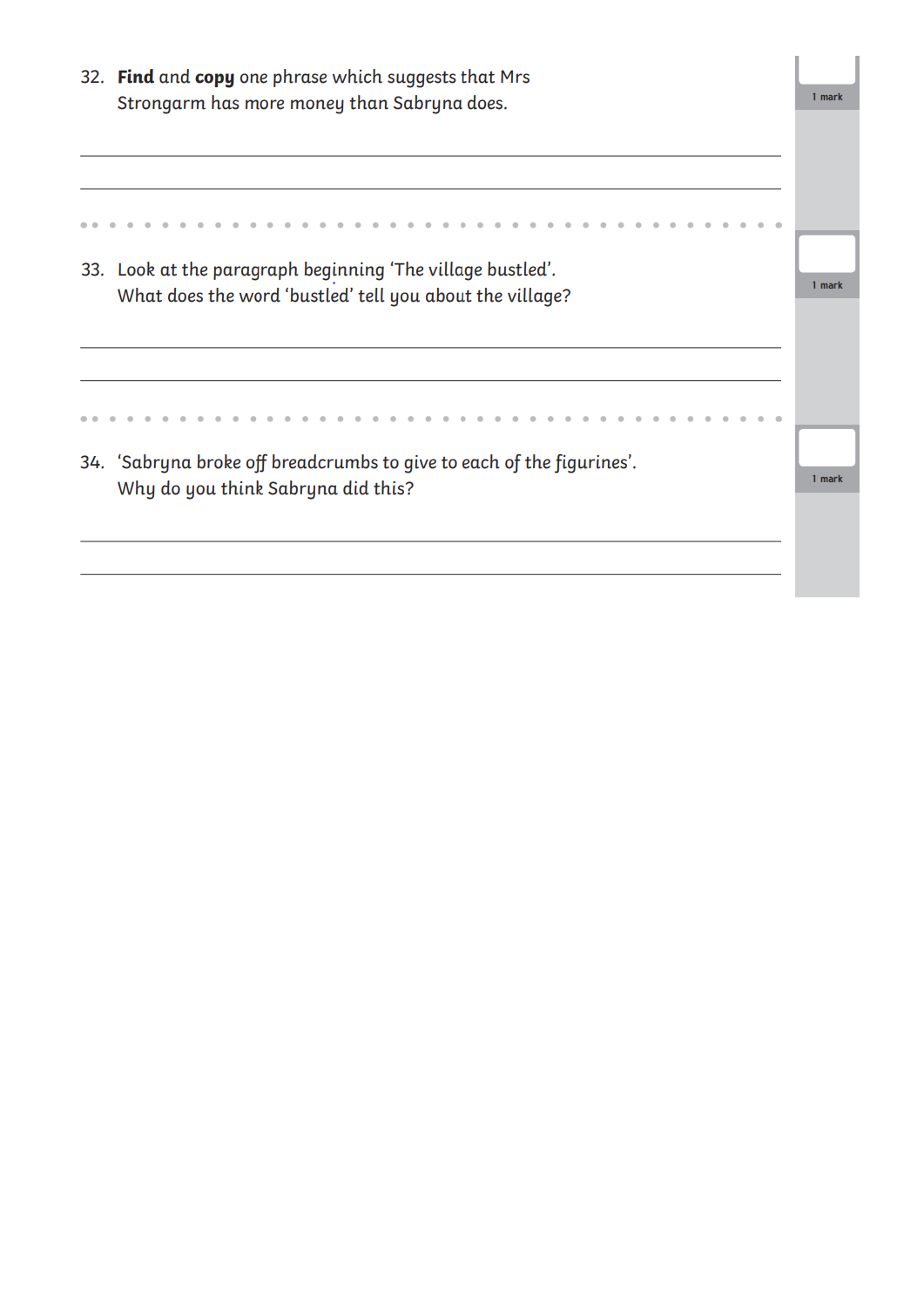32. **Find** and **copy** one phrase which suggests that Mrs Strongarm has more money than Sabryna does.

_______________________________________________

_______________________________________________

1 mark

33. Look at the paragraph beginning 'The village bustled'.
What does the word 'bustled' tell you about the village?

_______________________________________________

_______________________________________________

1 mark

34. 'Sabryna broke off breadcrumbs to give to each of the figurines'.
Why do you think Sabryna did this?

_______________________________________________

_______________________________________________

1 mark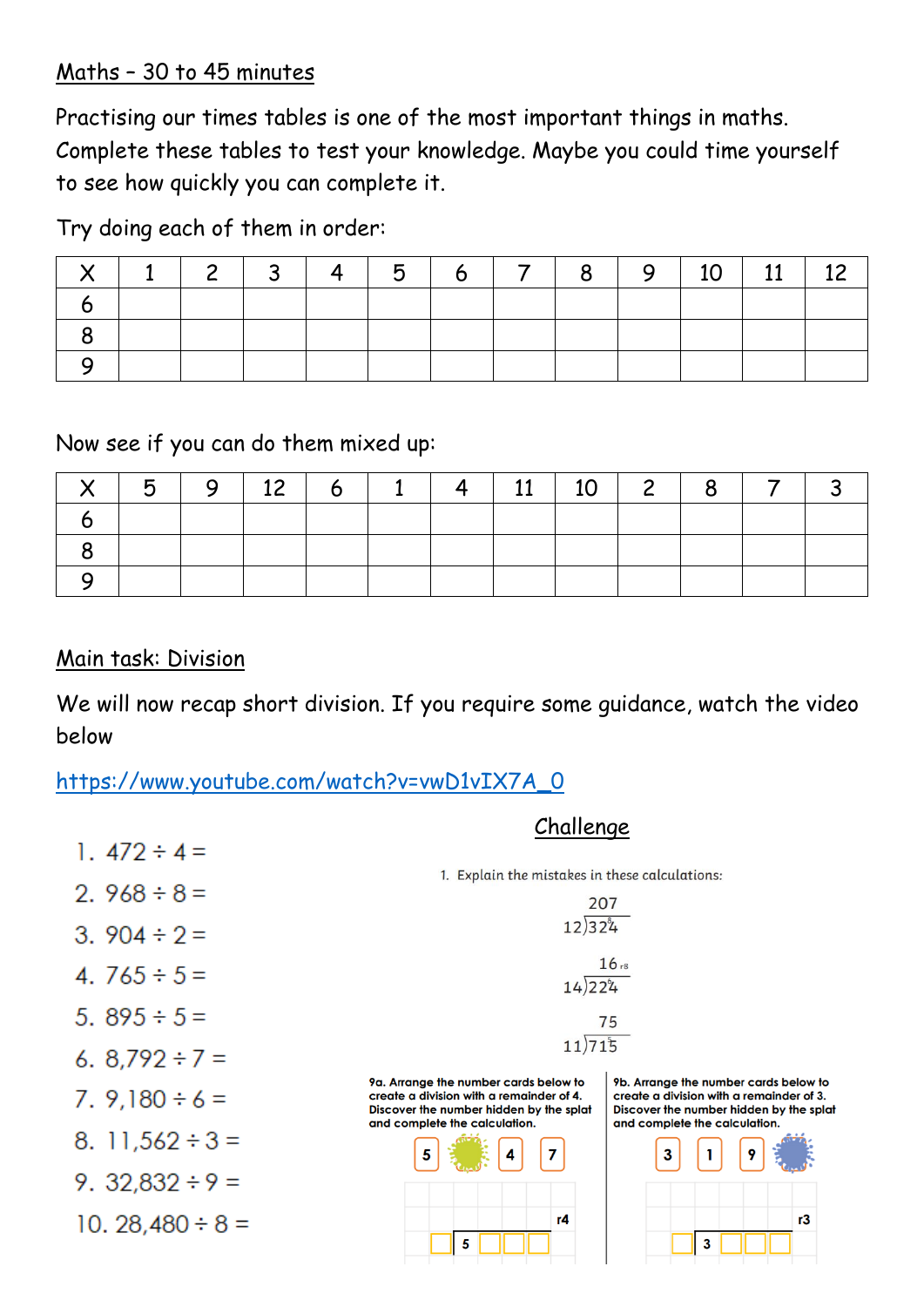## Maths – 30 to 45 minutes

Practising our times tables is one of the most important things in maths. Complete these tables to test your knowledge. Maybe you could time yourself to see how quickly you can complete it.

Try doing each of them in order:

| X | 1 | 2 | 3 | 4 | 5 | 6 | 7 | 8 | 9 | 10 | 11 | 12 |
|---|---|---|---|---|---|---|---|---|---|---|---|---|
| 6 | | | | | | | | | | | | |
| 8 | | | | | | | | | | | | |
| 9 | | | | | | | | | | | | |

Now see if you can do them mixed up:

| X | 5 | 9 | 12 | 6 | 1 | 4 | 11 | 10 | 2 | 8 | 7 | 3 |
|---|---|---|---|---|---|---|---|---|---|---|---|---|
| 6 | | | | | | | | | | | | |
| 8 | | | | | | | | | | | | |
| 9 | | | | | | | | | | | | |

## Main task: Division

We will now recap short division. If you require some guidance, watch the video below

https://www.youtube.com/watch?v=vwD1vIX7A_0

1. $472 \div 4 =$
2. $968 \div 8 =$
3. $904 \div 2 =$
4. $765 \div 5 =$
5. $895 \div 5 =$
6. $8{,}792 \div 7 =$
7. $9{,}180 \div 6 =$
8. $11{,}562 \div 3 =$
9. $32{,}832 \div 9 =$
10. $28{,}480 \div 8 =$

### Challenge

1. Explain the mistakes in these calculations:

$12\overline{)324}$ = 207

$14\overline{)224}$ = 16 r8

$11\overline{)715}$ = 75

9a. Arrange the number cards below to create a division with a remainder of 4. Discover the number hidden by the splat and complete the calculation.

Cards: 5, [splat], 4, 7

□ $\overline{)}$ 5 □ □ □ r4

9b. Arrange the number cards below to create a division with a remainder of 3. Discover the number hidden by the splat and complete the calculation.

Cards: 3, 1, 9, [splat]

□ $\overline{)}$ 3 □ □ □ r3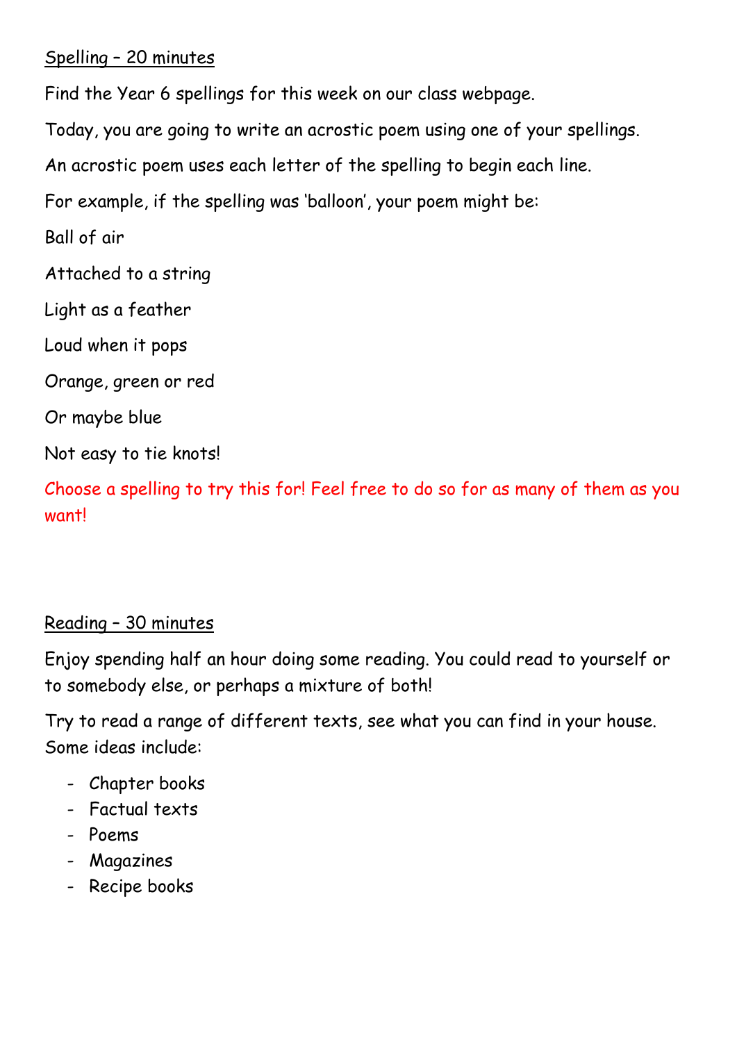<u>Spelling – 20 minutes</u>

Find the Year 6 spellings for this week on our class webpage.

Today, you are going to write an acrostic poem using one of your spellings.

An acrostic poem uses each letter of the spelling to begin each line.

For example, if the spelling was 'balloon', your poem might be:

Ball of air

Attached to a string

Light as a feather

Loud when it pops

Orange, green or red

Or maybe blue

Not easy to tie knots!

Choose a spelling to try this for! Feel free to do so for as many of them as you want!

<u>Reading – 30 minutes</u>

Enjoy spending half an hour doing some reading. You could read to yourself or to somebody else, or perhaps a mixture of both!

Try to read a range of different texts, see what you can find in your house. Some ideas include:

- Chapter books
- Factual texts
- Poems
- Magazines
- Recipe books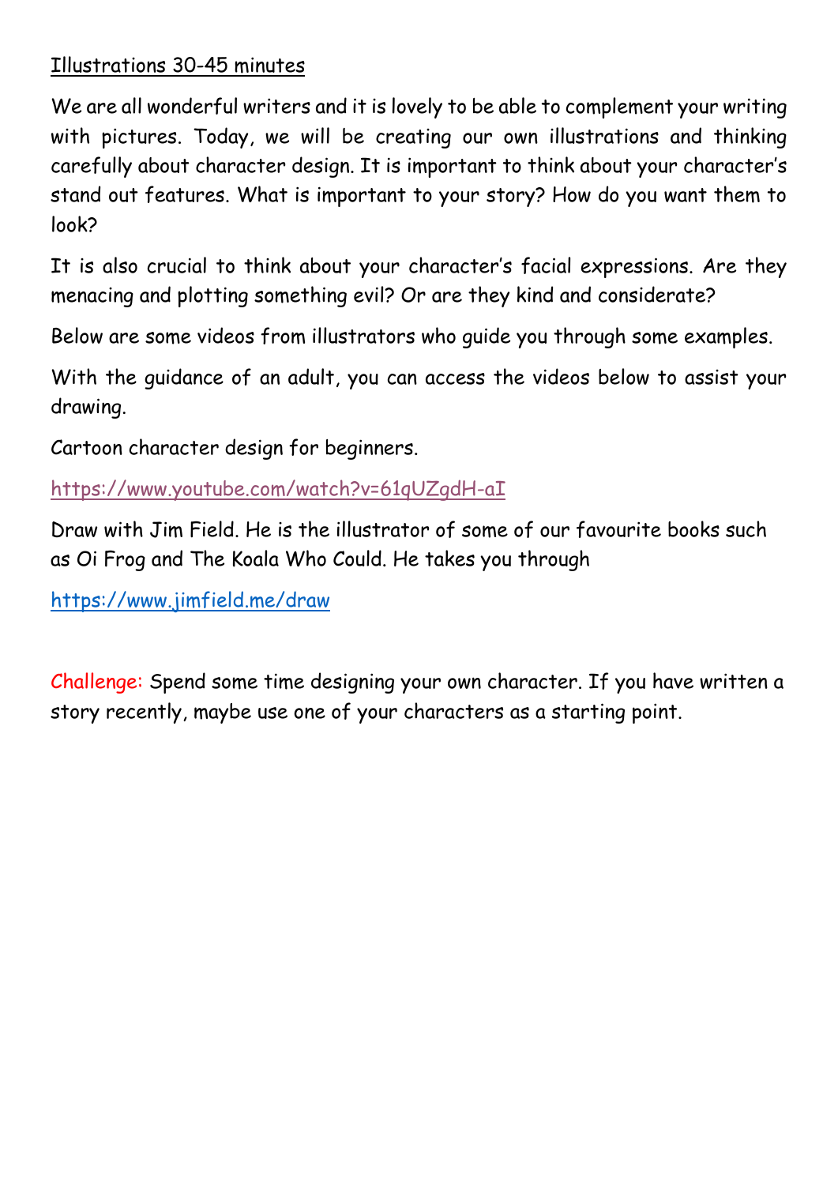Illustrations 30-45 minutes

We are all wonderful writers and it is lovely to be able to complement your writing with pictures. Today, we will be creating our own illustrations and thinking carefully about character design. It is important to think about your character's stand out features. What is important to your story? How do you want them to look?

It is also crucial to think about your character's facial expressions. Are they menacing and plotting something evil? Or are they kind and considerate?

Below are some videos from illustrators who guide you through some examples.

With the guidance of an adult, you can access the videos below to assist your drawing.

Cartoon character design for beginners.

https://www.youtube.com/watch?v=61qUZgdH-aI

Draw with Jim Field. He is the illustrator of some of our favourite books such as Oi Frog and The Koala Who Could. He takes you through

https://www.jimfield.me/draw

Challenge: Spend some time designing your own character. If you have written a story recently, maybe use one of your characters as a starting point.